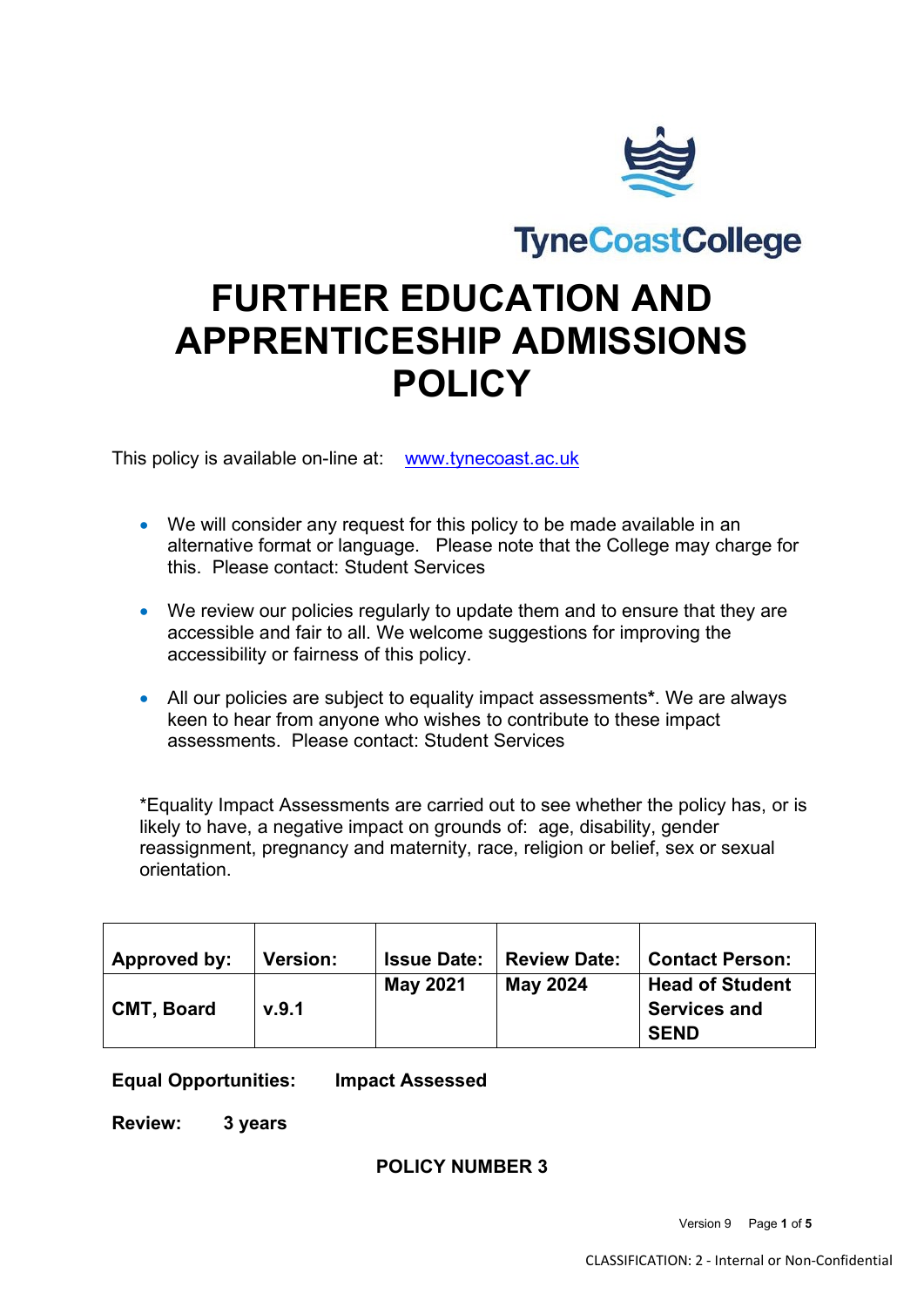TyneCoastCollege

# FURTHER EDUCATION AND APPRENTICESHIP ADMISSIONS POLICY

This policy is available on-line at: [www.tynecoast.ac.uk](http://www.tynecoast.ac.uk)

- We will consider any request for this policy to be made available in an alternative format or language. Please note that the College may charge for this. Please contact: Student Services
- We review our policies regularly to update them and to ensure that they are accessible and fair to all. We welcome suggestions for improving the accessibility or fairness of this policy.
- All our policies are subject to equality impact assessments**\***. We are always keen to hear from anyone who wishes to contribute to these impact assessments. Please contact: Student Services

*Equality Impact Assessments are carried out to see whether the policy has, or is likely to have, a negative impact on grounds of: age, disability, gender reassignment, pregnancy and maternity, race, religion or belief, sex or sexual orientation.

| Approved by: | Version: | Issue Date: | Review Date: | Contact Person: |
|---|---|---|---|---|
| **CMT, Board** | **v.9.1** | **May 2021** | **May 2024** | **Head of Student Services and SEND** |

**Equal Opportunities:** **Impact Assessed**

**Review:** **3 years**

**POLICY NUMBER 3**

CLASSIFICATION: 2 - Internal or Non-Confidential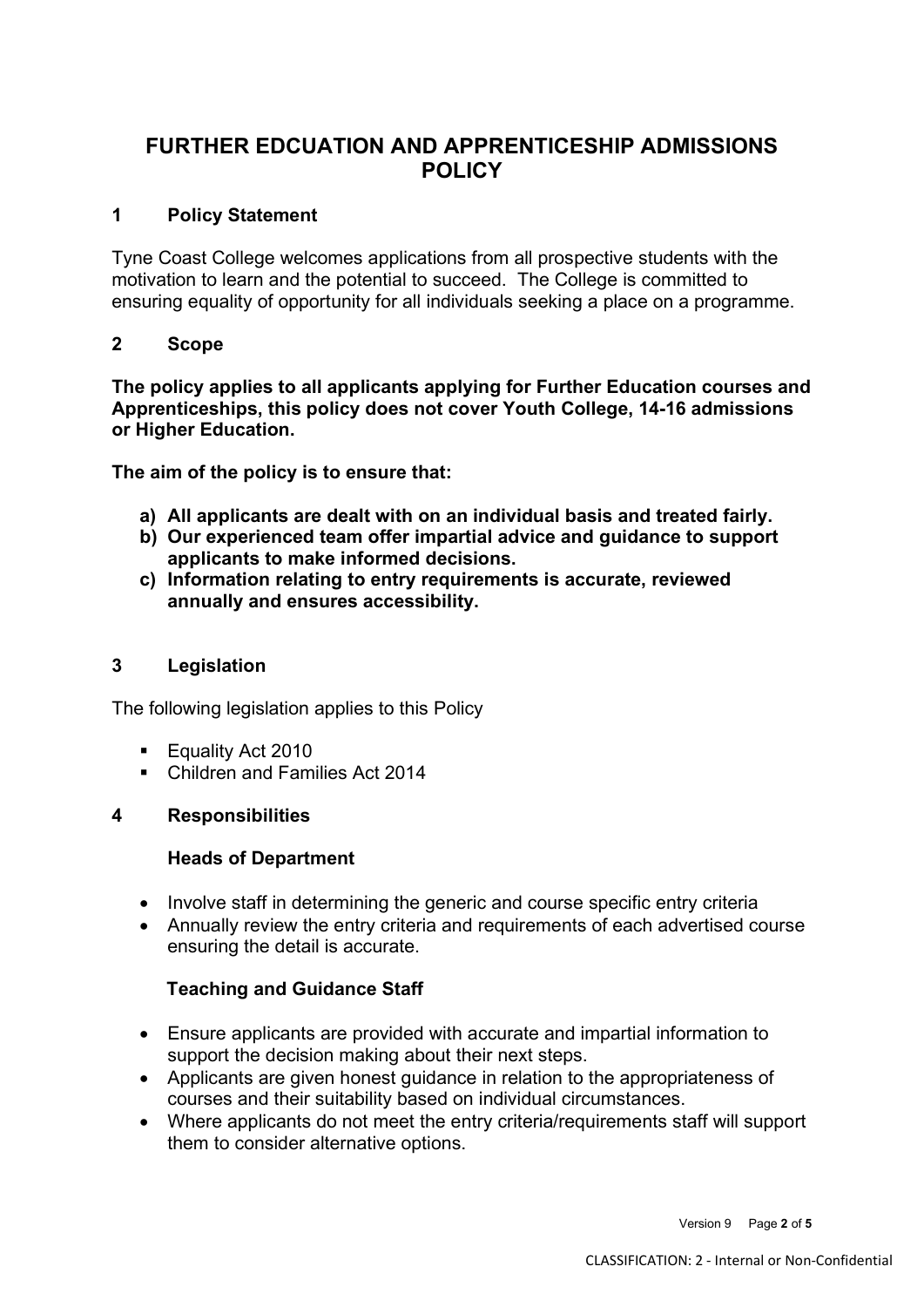# FURTHER EDCUATION AND APPRENTICESHIP ADMISSIONS POLICY

## 1 Policy Statement

Tyne Coast College welcomes applications from all prospective students with the motivation to learn and the potential to succeed. The College is committed to ensuring equality of opportunity for all individuals seeking a place on a programme.

## 2 Scope

**The policy applies to all applicants applying for Further Education courses and Apprenticeships, this policy does not cover Youth College, 14-16 admissions or Higher Education.**

**The aim of the policy is to ensure that:**

a) **All applicants are dealt with on an individual basis and treated fairly.**
b) **Our experienced team offer impartial advice and guidance to support applicants to make informed decisions.**
c) **Information relating to entry requirements is accurate, reviewed annually and ensures accessibility.**

## 3 Legislation

The following legislation applies to this Policy

- Equality Act 2010
- Children and Families Act 2014

## 4 Responsibilities

### Heads of Department

- Involve staff in determining the generic and course specific entry criteria
- Annually review the entry criteria and requirements of each advertised course ensuring the detail is accurate.

### Teaching and Guidance Staff

- Ensure applicants are provided with accurate and impartial information to support the decision making about their next steps.
- Applicants are given honest guidance in relation to the appropriateness of courses and their suitability based on individual circumstances.
- Where applicants do not meet the entry criteria/requirements staff will support them to consider alternative options.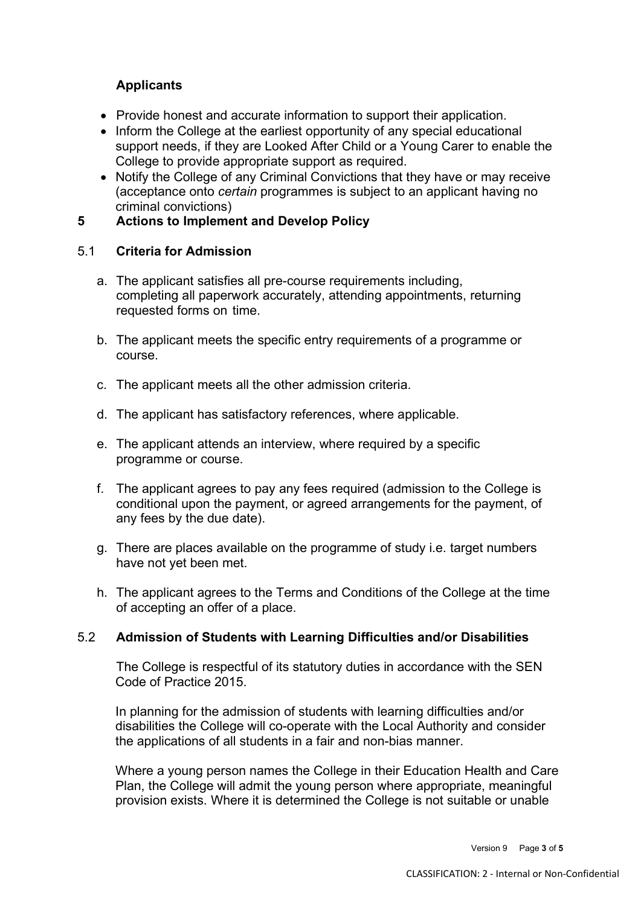**Applicants**

- Provide honest and accurate information to support their application.
- Inform the College at the earliest opportunity of any special educational support needs, if they are Looked After Child or a Young Carer to enable the College to provide appropriate support as required.
- Notify the College of any Criminal Convictions that they have or may receive (acceptance onto *certain* programmes is subject to an applicant having no criminal convictions)

## 5 Actions to Implement and Develop Policy

### 5.1 Criteria for Admission

a. The applicant satisfies all pre-course requirements including, completing all paperwork accurately, attending appointments, returning requested forms on time.

b. The applicant meets the specific entry requirements of a programme or course.

c. The applicant meets all the other admission criteria.

d. The applicant has satisfactory references, where applicable.

e. The applicant attends an interview, where required by a specific programme or course.

f. The applicant agrees to pay any fees required (admission to the College is conditional upon the payment, or agreed arrangements for the payment, of any fees by the due date).

g. There are places available on the programme of study i.e. target numbers have not yet been met.

h. The applicant agrees to the Terms and Conditions of the College at the time of accepting an offer of a place.

### 5.2 Admission of Students with Learning Difficulties and/or Disabilities

The College is respectful of its statutory duties in accordance with the SEN Code of Practice 2015.

In planning for the admission of students with learning difficulties and/or disabilities the College will co-operate with the Local Authority and consider the applications of all students in a fair and non-bias manner.

Where a young person names the College in their Education Health and Care Plan, the College will admit the young person where appropriate, meaningful provision exists. Where it is determined the College is not suitable or unable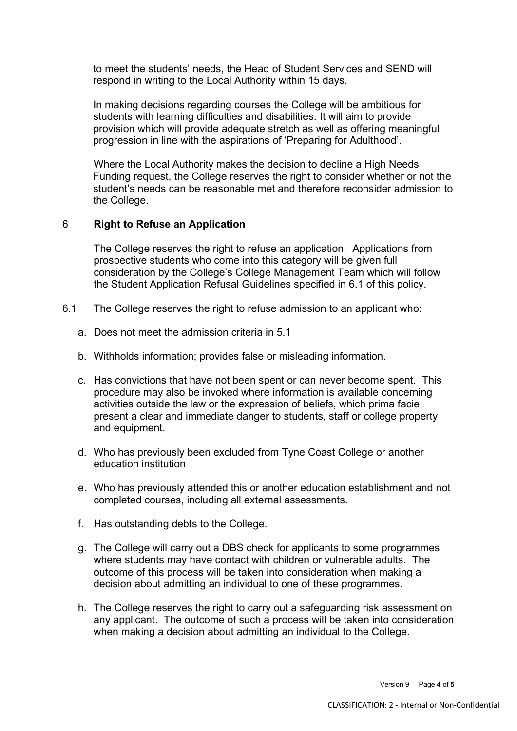to meet the students' needs, the Head of Student Services and SEND will respond in writing to the Local Authority within 15 days.

In making decisions regarding courses the College will be ambitious for students with learning difficulties and disabilities. It will aim to provide provision which will provide adequate stretch as well as offering meaningful progression in line with the aspirations of 'Preparing for Adulthood'.

Where the Local Authority makes the decision to decline a High Needs Funding request, the College reserves the right to consider whether or not the student's needs can be reasonable met and therefore reconsider admission to the College.

## 6 Right to Refuse an Application

The College reserves the right to refuse an application. Applications from prospective students who come into this category will be given full consideration by the College's College Management Team which will follow the Student Application Refusal Guidelines specified in 6.1 of this policy.

6.1 The College reserves the right to refuse admission to an applicant who:

a. Does not meet the admission criteria in 5.1

b. Withholds information; provides false or misleading information.

c. Has convictions that have not been spent or can never become spent. This procedure may also be invoked where information is available concerning activities outside the law or the expression of beliefs, which prima facie present a clear and immediate danger to students, staff or college property and equipment.

d. Who has previously been excluded from Tyne Coast College or another education institution

e. Who has previously attended this or another education establishment and not completed courses, including all external assessments.

f. Has outstanding debts to the College.

g. The College will carry out a DBS check for applicants to some programmes where students may have contact with children or vulnerable adults. The outcome of this process will be taken into consideration when making a decision about admitting an individual to one of these programmes.

h. The College reserves the right to carry out a safeguarding risk assessment on any applicant. The outcome of such a process will be taken into consideration when making a decision about admitting an individual to the College.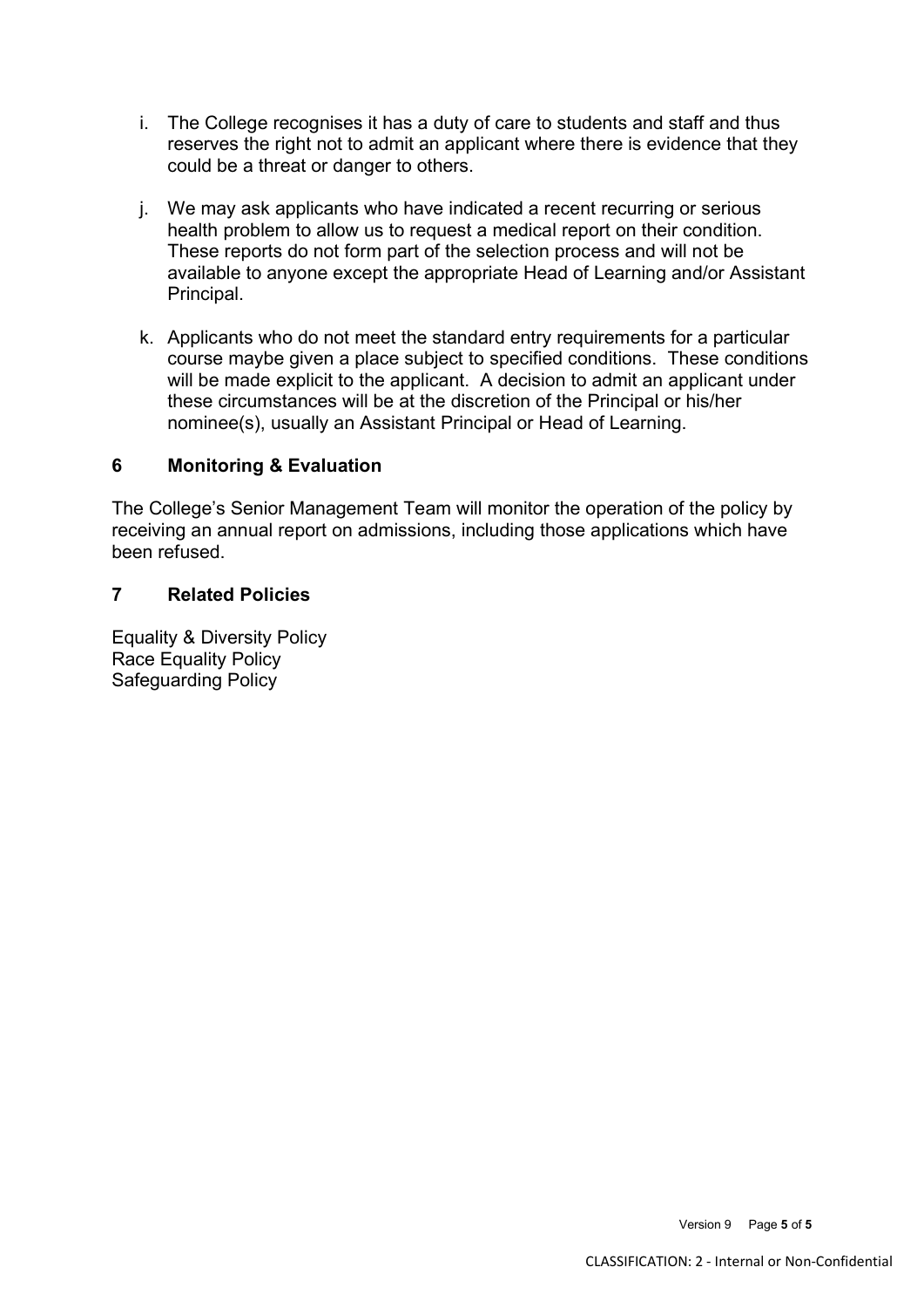i. The College recognises it has a duty of care to students and staff and thus reserves the right not to admit an applicant where there is evidence that they could be a threat or danger to others.

j. We may ask applicants who have indicated a recent recurring or serious health problem to allow us to request a medical report on their condition. These reports do not form part of the selection process and will not be available to anyone except the appropriate Head of Learning and/or Assistant Principal.

k. Applicants who do not meet the standard entry requirements for a particular course maybe given a place subject to specified conditions. These conditions will be made explicit to the applicant. A decision to admit an applicant under these circumstances will be at the discretion of the Principal or his/her nominee(s), usually an Assistant Principal or Head of Learning.

## 6 Monitoring & Evaluation

The College's Senior Management Team will monitor the operation of the policy by receiving an annual report on admissions, including those applications which have been refused.

## 7 Related Policies

Equality & Diversity Policy
Race Equality Policy
Safeguarding Policy